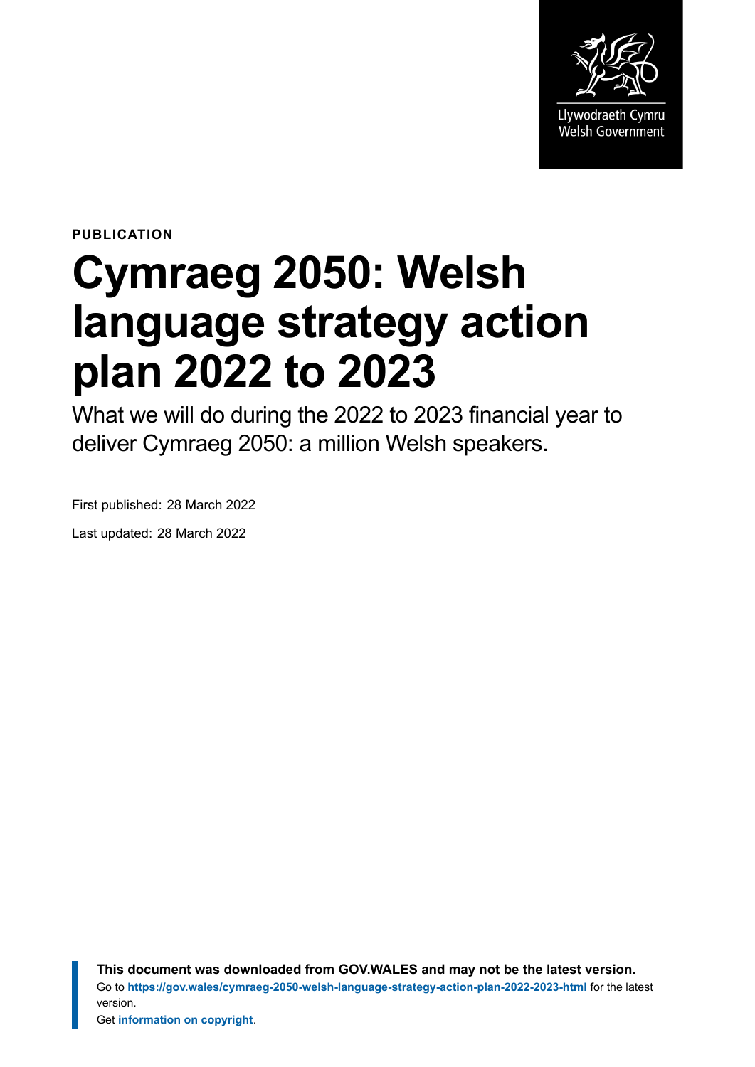Llywodraeth Cymru
Welsh Government

PUBLICATION

# Cymraeg 2050: Welsh language strategy action plan 2022 to 2023

What we will do during the 2022 to 2023 financial year to deliver Cymraeg 2050: a million Welsh speakers.

First published: 28 March 2022

Last updated: 28 March 2022

**This document was downloaded from GOV.WALES and may not be the latest version.**
Go to **https://gov.wales/cymraeg-2050-welsh-language-strategy-action-plan-2022-2023-html** for the latest version.
Get **information on copyright**.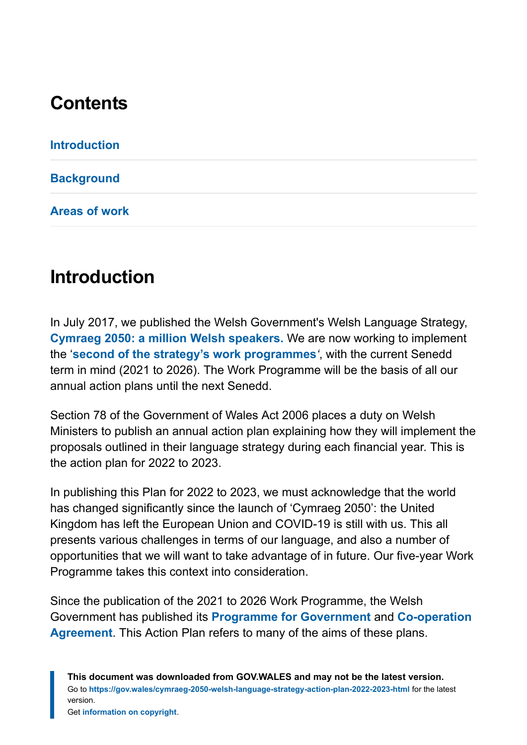## Contents

Introduction

Background

Areas of work

## Introduction

In July 2017, we published the Welsh Government's Welsh Language Strategy, **Cymraeg 2050: a million Welsh speakers.** We are now working to implement the '**second of the strategy's work programmes**', with the current Senedd term in mind (2021 to 2026). The Work Programme will be the basis of all our annual action plans until the next Senedd.

Section 78 of the Government of Wales Act 2006 places a duty on Welsh Ministers to publish an annual action plan explaining how they will implement the proposals outlined in their language strategy during each financial year. This is the action plan for 2022 to 2023.

In publishing this Plan for 2022 to 2023, we must acknowledge that the world has changed significantly since the launch of 'Cymraeg 2050': the United Kingdom has left the European Union and COVID-19 is still with us. This all presents various challenges in terms of our language, and also a number of opportunities that we will want to take advantage of in future. Our five-year Work Programme takes this context into consideration.

Since the publication of the 2021 to 2026 Work Programme, the Welsh Government has published its **Programme for Government** and **Co-operation Agreement**. This Action Plan refers to many of the aims of these plans.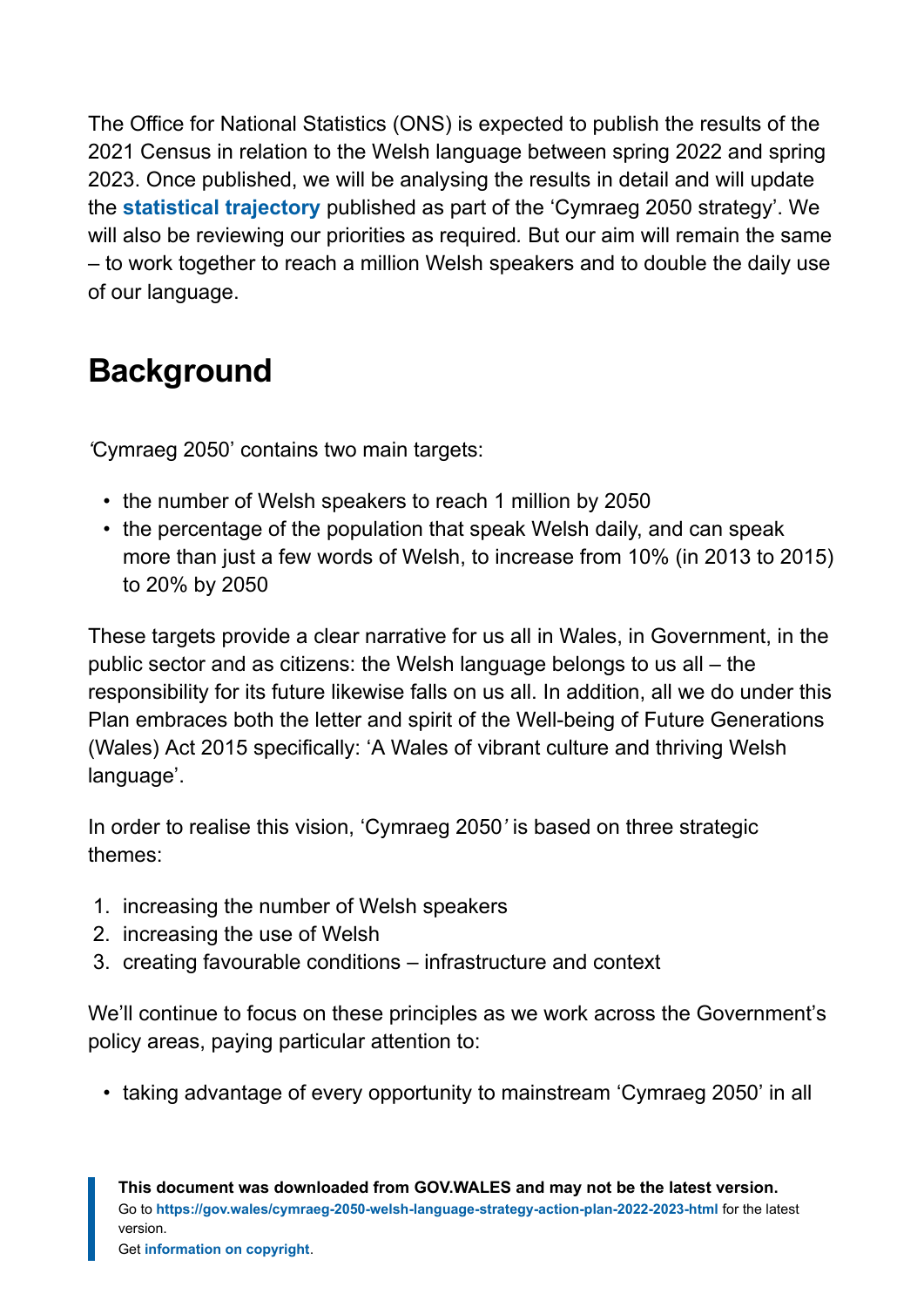The Office for National Statistics (ONS) is expected to publish the results of the 2021 Census in relation to the Welsh language between spring 2022 and spring 2023. Once published, we will be analysing the results in detail and will update the **statistical trajectory** published as part of the 'Cymraeg 2050 strategy'. We will also be reviewing our priorities as required. But our aim will remain the same – to work together to reach a million Welsh speakers and to double the daily use of our language.

## Background

'Cymraeg 2050' contains two main targets:

- the number of Welsh speakers to reach 1 million by 2050
- the percentage of the population that speak Welsh daily, and can speak more than just a few words of Welsh, to increase from 10% (in 2013 to 2015) to 20% by 2050

These targets provide a clear narrative for us all in Wales, in Government, in the public sector and as citizens: the Welsh language belongs to us all – the responsibility for its future likewise falls on us all. In addition, all we do under this Plan embraces both the letter and spirit of the Well-being of Future Generations (Wales) Act 2015 specifically: 'A Wales of vibrant culture and thriving Welsh language'.

In order to realise this vision, 'Cymraeg 2050' is based on three strategic themes:

1. increasing the number of Welsh speakers
2. increasing the use of Welsh
3. creating favourable conditions – infrastructure and context

We'll continue to focus on these principles as we work across the Government's policy areas, paying particular attention to:

- taking advantage of every opportunity to mainstream 'Cymraeg 2050' in all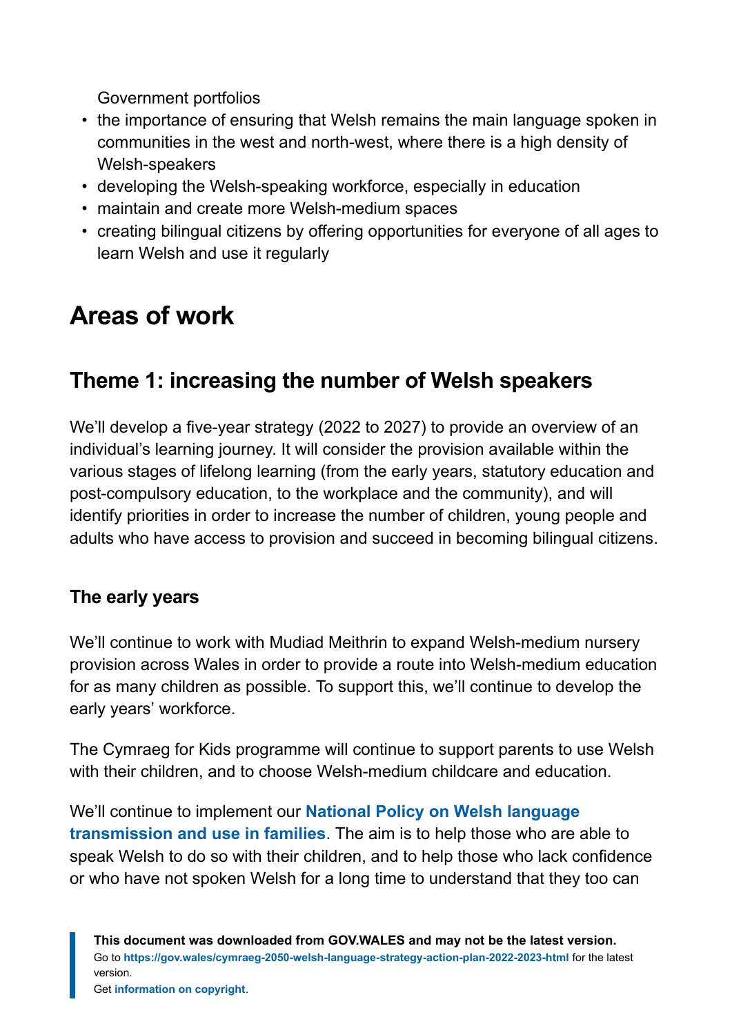Government portfolios
- the importance of ensuring that Welsh remains the main language spoken in communities in the west and north-west, where there is a high density of Welsh-speakers
- developing the Welsh-speaking workforce, especially in education
- maintain and create more Welsh-medium spaces
- creating bilingual citizens by offering opportunities for everyone of all ages to learn Welsh and use it regularly

# Areas of work

## Theme 1: increasing the number of Welsh speakers

We'll develop a five-year strategy (2022 to 2027) to provide an overview of an individual's learning journey. It will consider the provision available within the various stages of lifelong learning (from the early years, statutory education and post-compulsory education, to the workplace and the community), and will identify priorities in order to increase the number of children, young people and adults who have access to provision and succeed in becoming bilingual citizens.

### The early years

We'll continue to work with Mudiad Meithrin to expand Welsh-medium nursery provision across Wales in order to provide a route into Welsh-medium education for as many children as possible. To support this, we'll continue to develop the early years' workforce.

The Cymraeg for Kids programme will continue to support parents to use Welsh with their children, and to choose Welsh-medium childcare and education.

We'll continue to implement our **National Policy on Welsh language transmission and use in families**. The aim is to help those who are able to speak Welsh to do so with their children, and to help those who lack confidence or who have not spoken Welsh for a long time to understand that they too can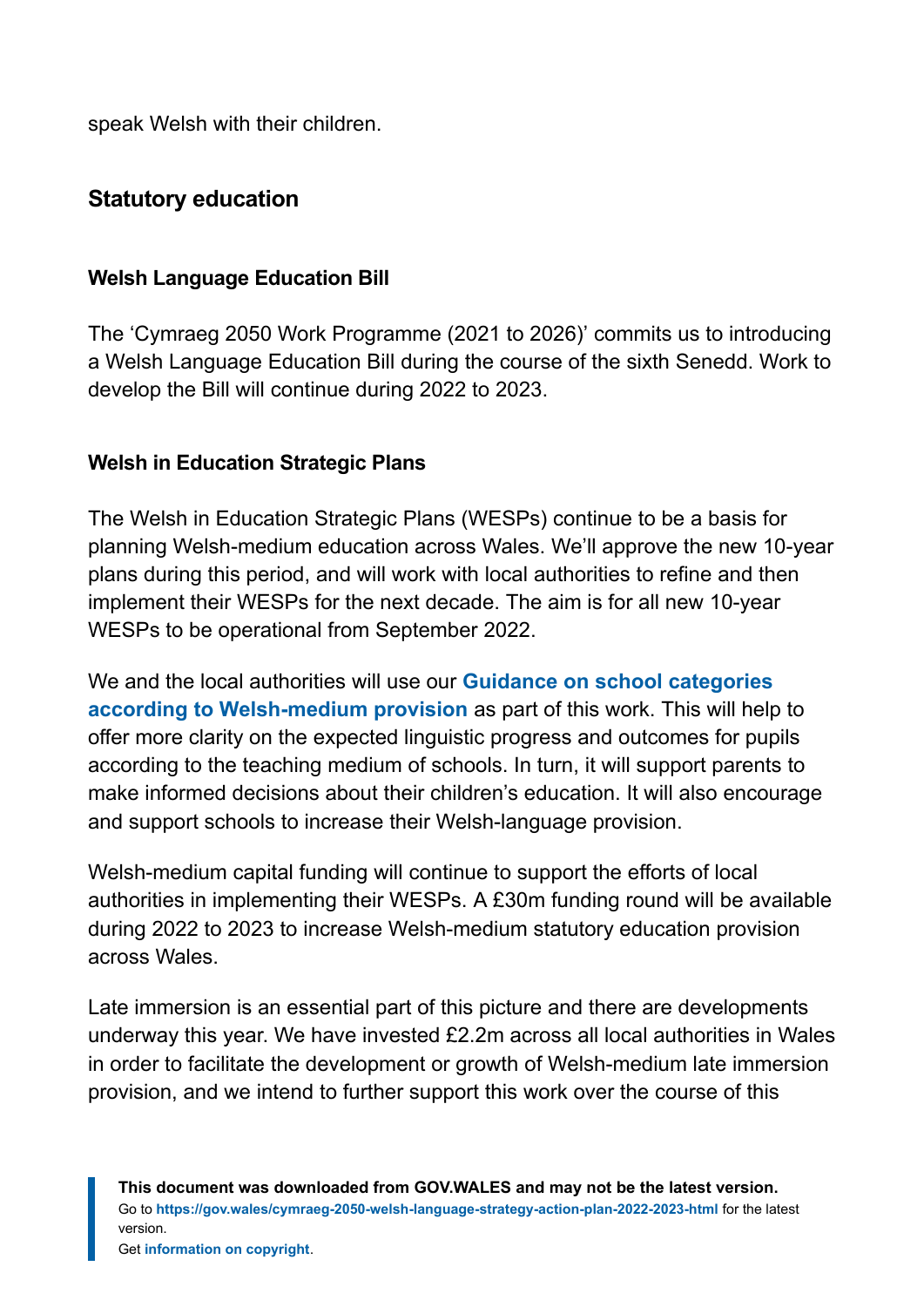speak Welsh with their children.

## Statutory education

### Welsh Language Education Bill

The ‘Cymraeg 2050 Work Programme (2021 to 2026)’ commits us to introducing a Welsh Language Education Bill during the course of the sixth Senedd. Work to develop the Bill will continue during 2022 to 2023.

### Welsh in Education Strategic Plans

The Welsh in Education Strategic Plans (WESPs) continue to be a basis for planning Welsh-medium education across Wales. We’ll approve the new 10-year plans during this period, and will work with local authorities to refine and then implement their WESPs for the next decade. The aim is for all new 10-year WESPs to be operational from September 2022.

We and the local authorities will use our **Guidance on school categories according to Welsh-medium provision** as part of this work. This will help to offer more clarity on the expected linguistic progress and outcomes for pupils according to the teaching medium of schools. In turn, it will support parents to make informed decisions about their children’s education. It will also encourage and support schools to increase their Welsh-language provision.

Welsh-medium capital funding will continue to support the efforts of local authorities in implementing their WESPs. A £30m funding round will be available during 2022 to 2023 to increase Welsh-medium statutory education provision across Wales.

Late immersion is an essential part of this picture and there are developments underway this year. We have invested £2.2m across all local authorities in Wales in order to facilitate the development or growth of Welsh-medium late immersion provision, and we intend to further support this work over the course of this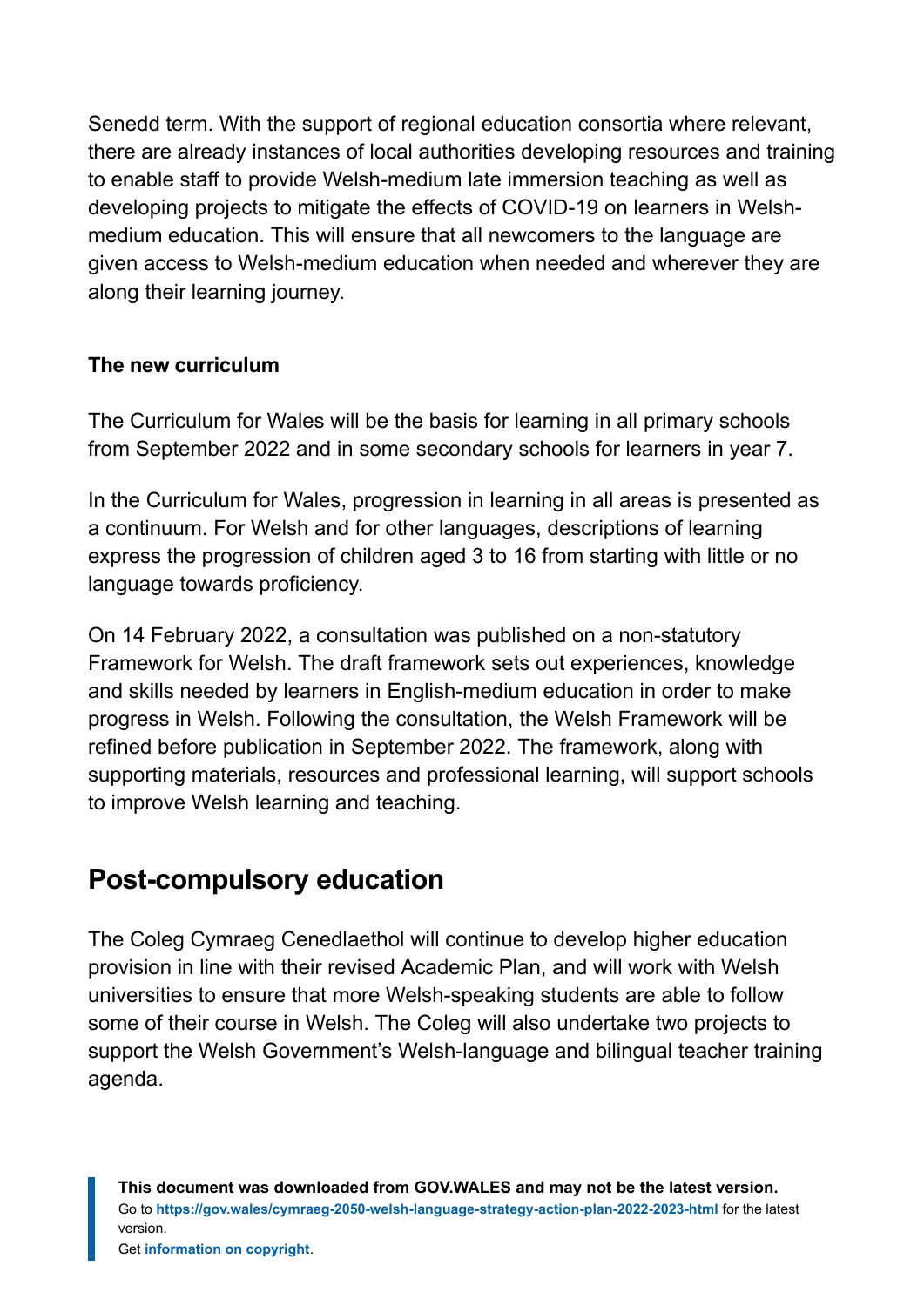Senedd term. With the support of regional education consortia where relevant, there are already instances of local authorities developing resources and training to enable staff to provide Welsh-medium late immersion teaching as well as developing projects to mitigate the effects of COVID-19 on learners in Welsh-medium education. This will ensure that all newcomers to the language are given access to Welsh-medium education when needed and wherever they are along their learning journey.

### The new curriculum

The Curriculum for Wales will be the basis for learning in all primary schools from September 2022 and in some secondary schools for learners in year 7.

In the Curriculum for Wales, progression in learning in all areas is presented as a continuum. For Welsh and for other languages, descriptions of learning express the progression of children aged 3 to 16 from starting with little or no language towards proficiency.

On 14 February 2022, a consultation was published on a non-statutory Framework for Welsh. The draft framework sets out experiences, knowledge and skills needed by learners in English-medium education in order to make progress in Welsh. Following the consultation, the Welsh Framework will be refined before publication in September 2022. The framework, along with supporting materials, resources and professional learning, will support schools to improve Welsh learning and teaching.

## Post-compulsory education

The Coleg Cymraeg Cenedlaethol will continue to develop higher education provision in line with their revised Academic Plan, and will work with Welsh universities to ensure that more Welsh-speaking students are able to follow some of their course in Welsh. The Coleg will also undertake two projects to support the Welsh Government's Welsh-language and bilingual teacher training agenda.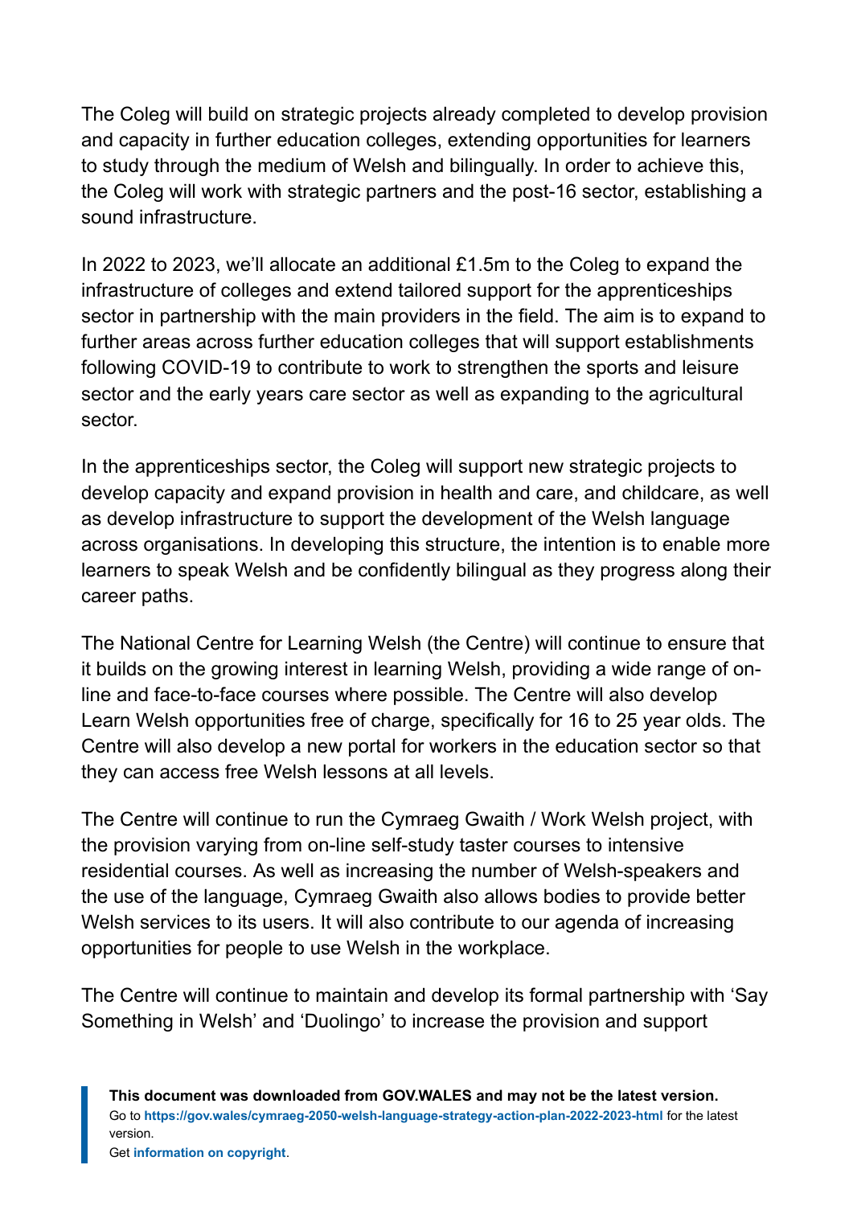The Coleg will build on strategic projects already completed to develop provision and capacity in further education colleges, extending opportunities for learners to study through the medium of Welsh and bilingually. In order to achieve this, the Coleg will work with strategic partners and the post-16 sector, establishing a sound infrastructure.

In 2022 to 2023, we'll allocate an additional £1.5m to the Coleg to expand the infrastructure of colleges and extend tailored support for the apprenticeships sector in partnership with the main providers in the field. The aim is to expand to further areas across further education colleges that will support establishments following COVID-19 to contribute to work to strengthen the sports and leisure sector and the early years care sector as well as expanding to the agricultural sector.

In the apprenticeships sector, the Coleg will support new strategic projects to develop capacity and expand provision in health and care, and childcare, as well as develop infrastructure to support the development of the Welsh language across organisations. In developing this structure, the intention is to enable more learners to speak Welsh and be confidently bilingual as they progress along their career paths.

The National Centre for Learning Welsh (the Centre) will continue to ensure that it builds on the growing interest in learning Welsh, providing a wide range of on-line and face-to-face courses where possible. The Centre will also develop Learn Welsh opportunities free of charge, specifically for 16 to 25 year olds. The Centre will also develop a new portal for workers in the education sector so that they can access free Welsh lessons at all levels.

The Centre will continue to run the Cymraeg Gwaith / Work Welsh project, with the provision varying from on-line self-study taster courses to intensive residential courses. As well as increasing the number of Welsh-speakers and the use of the language, Cymraeg Gwaith also allows bodies to provide better Welsh services to its users. It will also contribute to our agenda of increasing opportunities for people to use Welsh in the workplace.

The Centre will continue to maintain and develop its formal partnership with 'Say Something in Welsh' and 'Duolingo' to increase the provision and support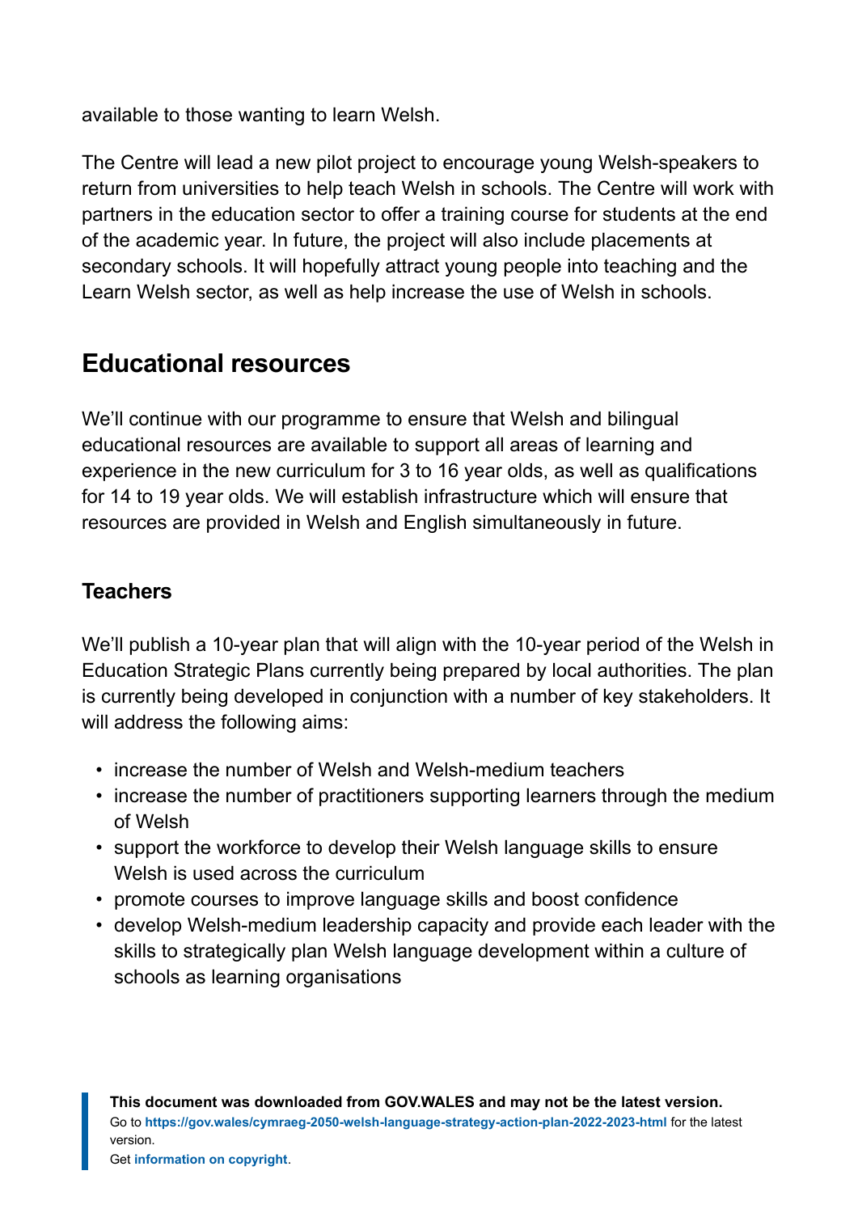available to those wanting to learn Welsh.

The Centre will lead a new pilot project to encourage young Welsh-speakers to return from universities to help teach Welsh in schools. The Centre will work with partners in the education sector to offer a training course for students at the end of the academic year. In future, the project will also include placements at secondary schools. It will hopefully attract young people into teaching and the Learn Welsh sector, as well as help increase the use of Welsh in schools.

## Educational resources

We'll continue with our programme to ensure that Welsh and bilingual educational resources are available to support all areas of learning and experience in the new curriculum for 3 to 16 year olds, as well as qualifications for 14 to 19 year olds. We will establish infrastructure which will ensure that resources are provided in Welsh and English simultaneously in future.

### Teachers

We'll publish a 10-year plan that will align with the 10-year period of the Welsh in Education Strategic Plans currently being prepared by local authorities. The plan is currently being developed in conjunction with a number of key stakeholders. It will address the following aims:

- increase the number of Welsh and Welsh-medium teachers
- increase the number of practitioners supporting learners through the medium of Welsh
- support the workforce to develop their Welsh language skills to ensure Welsh is used across the curriculum
- promote courses to improve language skills and boost confidence
- develop Welsh-medium leadership capacity and provide each leader with the skills to strategically plan Welsh language development within a culture of schools as learning organisations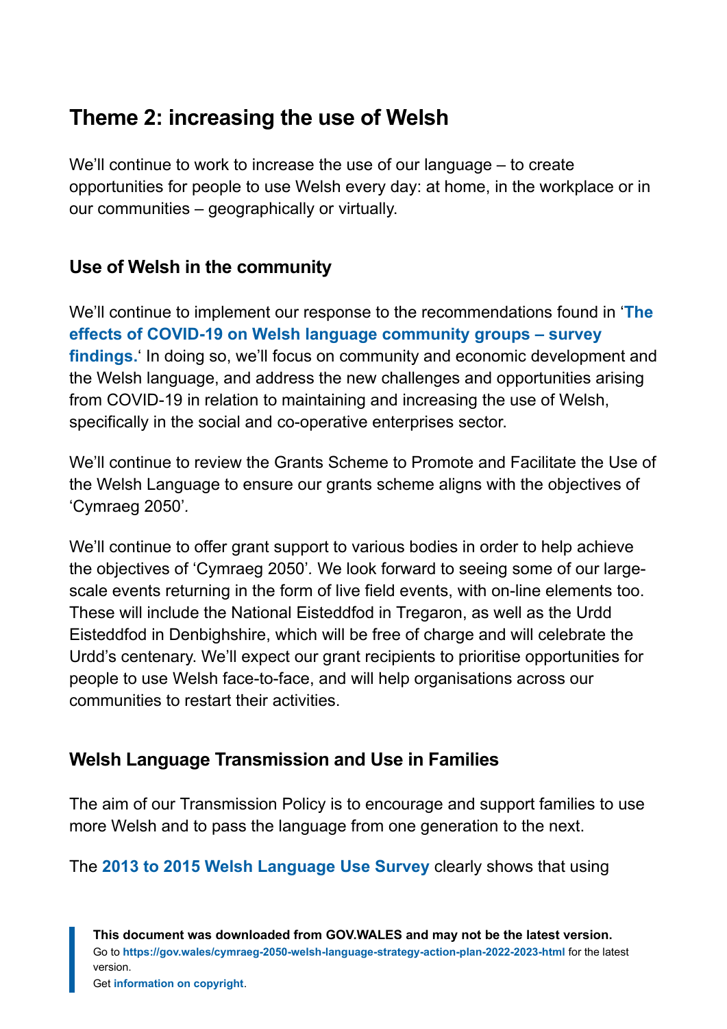## Theme 2: increasing the use of Welsh

We'll continue to work to increase the use of our language – to create opportunities for people to use Welsh every day: at home, in the workplace or in our communities – geographically or virtually.

### Use of Welsh in the community

We'll continue to implement our response to the recommendations found in '**The effects of COVID-19 on Welsh language community groups – survey findings.**' In doing so, we'll focus on community and economic development and the Welsh language, and address the new challenges and opportunities arising from COVID-19 in relation to maintaining and increasing the use of Welsh, specifically in the social and co-operative enterprises sector.

We'll continue to review the Grants Scheme to Promote and Facilitate the Use of the Welsh Language to ensure our grants scheme aligns with the objectives of 'Cymraeg 2050'.

We'll continue to offer grant support to various bodies in order to help achieve the objectives of 'Cymraeg 2050'. We look forward to seeing some of our large-scale events returning in the form of live field events, with on-line elements too. These will include the National Eisteddfod in Tregaron, as well as the Urdd Eisteddfod in Denbighshire, which will be free of charge and will celebrate the Urdd's centenary. We'll expect our grant recipients to prioritise opportunities for people to use Welsh face-to-face, and will help organisations across our communities to restart their activities.

### Welsh Language Transmission and Use in Families

The aim of our Transmission Policy is to encourage and support families to use more Welsh and to pass the language from one generation to the next.

The **2013 to 2015 Welsh Language Use Survey** clearly shows that using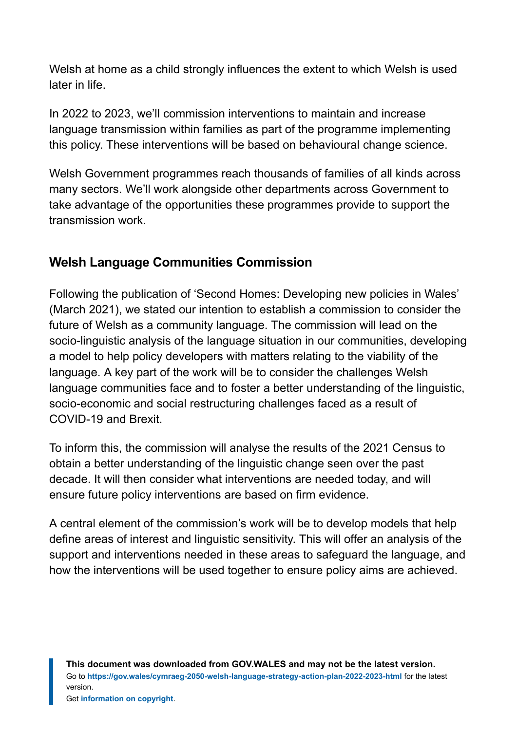Welsh at home as a child strongly influences the extent to which Welsh is used later in life.

In 2022 to 2023, we'll commission interventions to maintain and increase language transmission within families as part of the programme implementing this policy. These interventions will be based on behavioural change science.

Welsh Government programmes reach thousands of families of all kinds across many sectors. We'll work alongside other departments across Government to take advantage of the opportunities these programmes provide to support the transmission work.

### Welsh Language Communities Commission

Following the publication of 'Second Homes: Developing new policies in Wales' (March 2021), we stated our intention to establish a commission to consider the future of Welsh as a community language. The commission will lead on the socio-linguistic analysis of the language situation in our communities, developing a model to help policy developers with matters relating to the viability of the language. A key part of the work will be to consider the challenges Welsh language communities face and to foster a better understanding of the linguistic, socio-economic and social restructuring challenges faced as a result of COVID-19 and Brexit.

To inform this, the commission will analyse the results of the 2021 Census to obtain a better understanding of the linguistic change seen over the past decade. It will then consider what interventions are needed today, and will ensure future policy interventions are based on firm evidence.

A central element of the commission's work will be to develop models that help define areas of interest and linguistic sensitivity. This will offer an analysis of the support and interventions needed in these areas to safeguard the language, and how the interventions will be used together to ensure policy aims are achieved.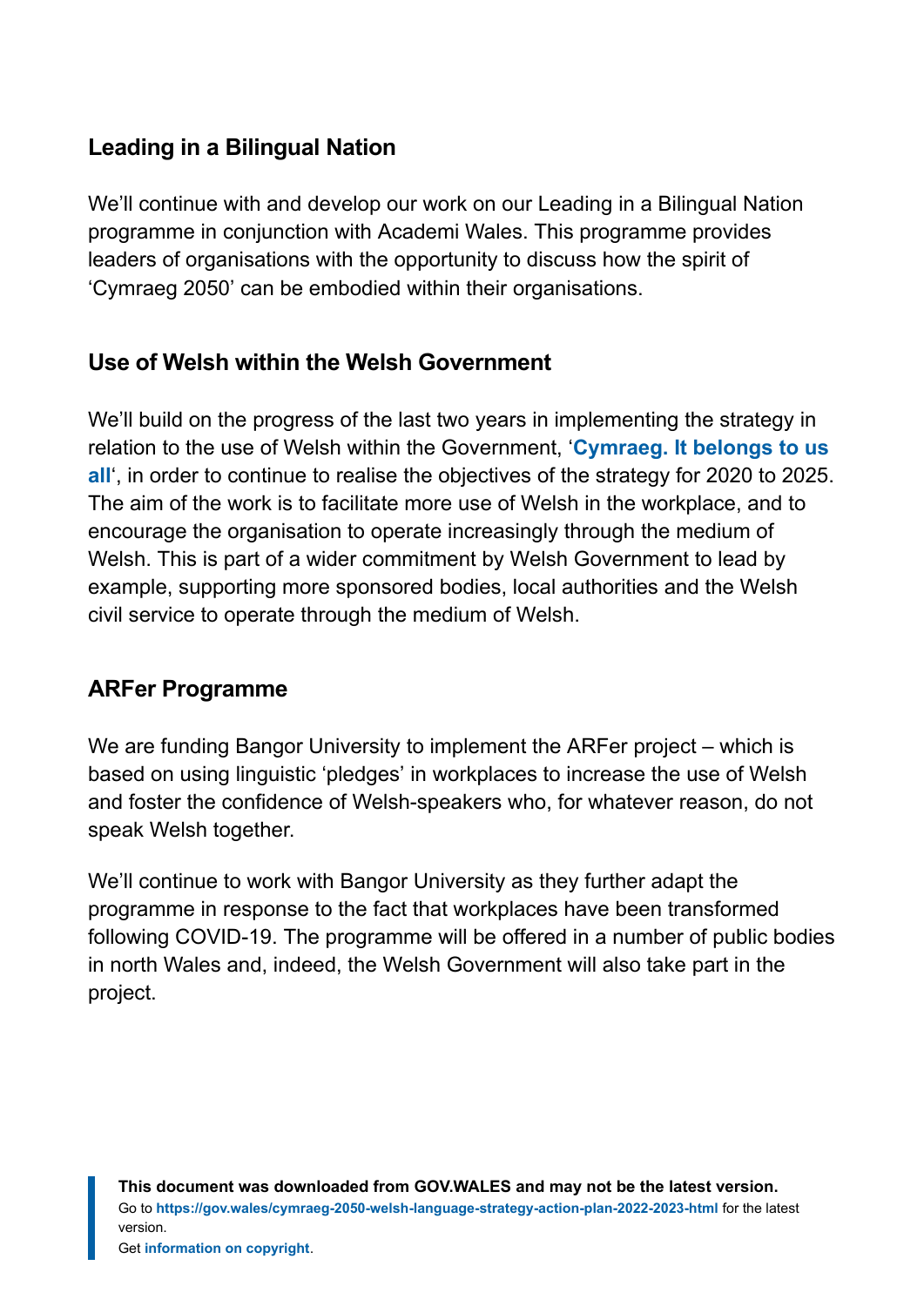### Leading in a Bilingual Nation

We'll continue with and develop our work on our Leading in a Bilingual Nation programme in conjunction with Academi Wales. This programme provides leaders of organisations with the opportunity to discuss how the spirit of 'Cymraeg 2050' can be embodied within their organisations.

### Use of Welsh within the Welsh Government

We'll build on the progress of the last two years in implementing the strategy in relation to the use of Welsh within the Government, '**Cymraeg. It belongs to us all**', in order to continue to realise the objectives of the strategy for 2020 to 2025. The aim of the work is to facilitate more use of Welsh in the workplace, and to encourage the organisation to operate increasingly through the medium of Welsh. This is part of a wider commitment by Welsh Government to lead by example, supporting more sponsored bodies, local authorities and the Welsh civil service to operate through the medium of Welsh.

### ARFer Programme

We are funding Bangor University to implement the ARFer project – which is based on using linguistic 'pledges' in workplaces to increase the use of Welsh and foster the confidence of Welsh-speakers who, for whatever reason, do not speak Welsh together.

We'll continue to work with Bangor University as they further adapt the programme in response to the fact that workplaces have been transformed following COVID-19. The programme will be offered in a number of public bodies in north Wales and, indeed, the Welsh Government will also take part in the project.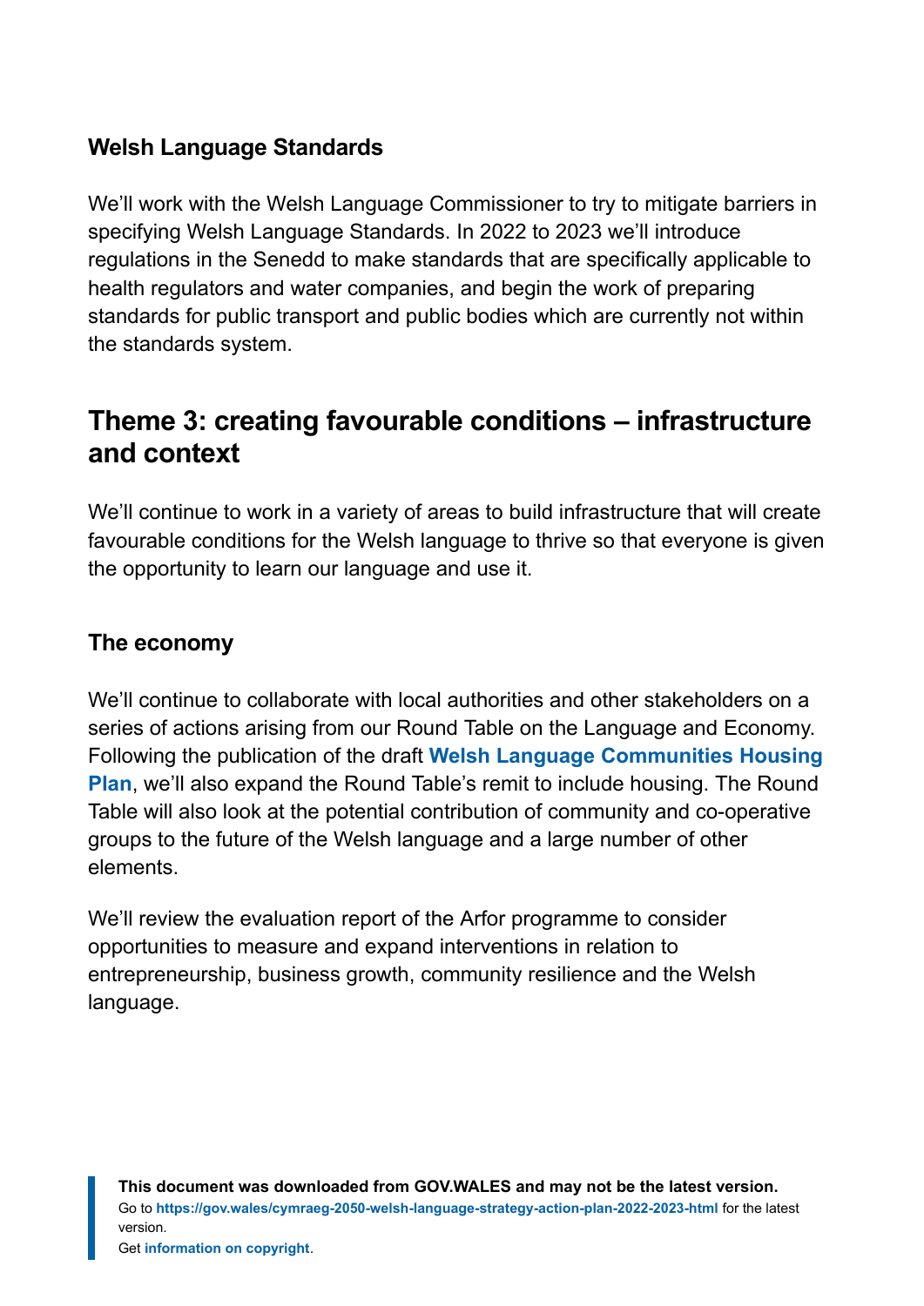### Welsh Language Standards

We'll work with the Welsh Language Commissioner to try to mitigate barriers in specifying Welsh Language Standards. In 2022 to 2023 we'll introduce regulations in the Senedd to make standards that are specifically applicable to health regulators and water companies, and begin the work of preparing standards for public transport and public bodies which are currently not within the standards system.

## Theme 3: creating favourable conditions – infrastructure and context

We'll continue to work in a variety of areas to build infrastructure that will create favourable conditions for the Welsh language to thrive so that everyone is given the opportunity to learn our language and use it.

### The economy

We'll continue to collaborate with local authorities and other stakeholders on a series of actions arising from our Round Table on the Language and Economy. Following the publication of the draft **Welsh Language Communities Housing Plan**, we'll also expand the Round Table's remit to include housing. The Round Table will also look at the potential contribution of community and co-operative groups to the future of the Welsh language and a large number of other elements.

We'll review the evaluation report of the Arfor programme to consider opportunities to measure and expand interventions in relation to entrepreneurship, business growth, community resilience and the Welsh language.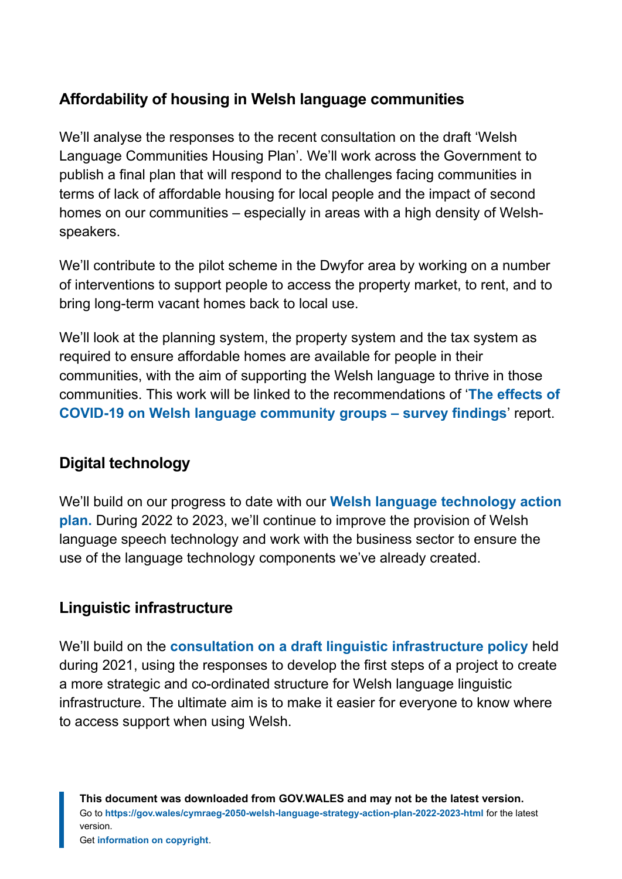### Affordability of housing in Welsh language communities

We'll analyse the responses to the recent consultation on the draft 'Welsh Language Communities Housing Plan'. We'll work across the Government to publish a final plan that will respond to the challenges facing communities in terms of lack of affordable housing for local people and the impact of second homes on our communities – especially in areas with a high density of Welsh-speakers.

We'll contribute to the pilot scheme in the Dwyfor area by working on a number of interventions to support people to access the property market, to rent, and to bring long-term vacant homes back to local use.

We'll look at the planning system, the property system and the tax system as required to ensure affordable homes are available for people in their communities, with the aim of supporting the Welsh language to thrive in those communities. This work will be linked to the recommendations of '**The effects of COVID-19 on Welsh language community groups – survey findings**' report.

### Digital technology

We'll build on our progress to date with our **Welsh language technology action plan.** During 2022 to 2023, we'll continue to improve the provision of Welsh language speech technology and work with the business sector to ensure the use of the language technology components we've already created.

### Linguistic infrastructure

We'll build on the **consultation on a draft linguistic infrastructure policy** held during 2021, using the responses to develop the first steps of a project to create a more strategic and co-ordinated structure for Welsh language linguistic infrastructure. The ultimate aim is to make it easier for everyone to know where to access support when using Welsh.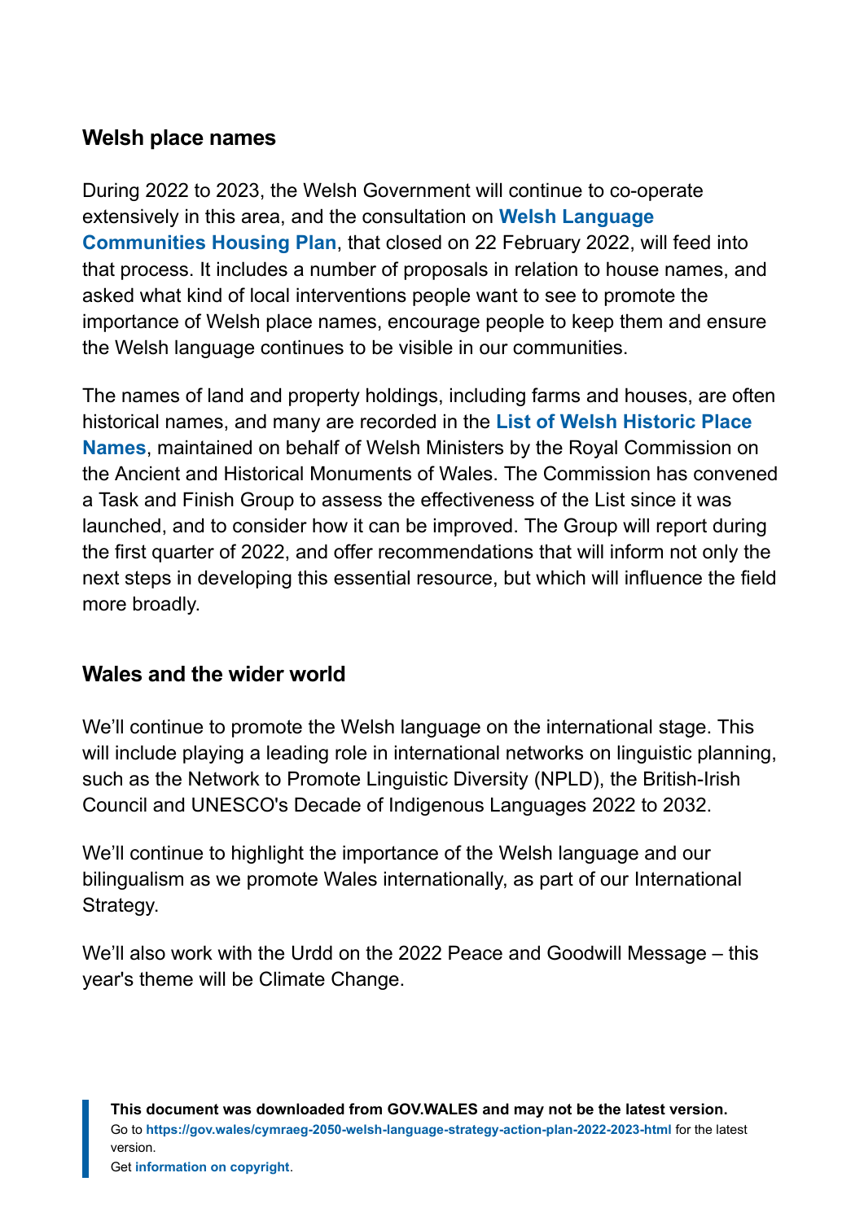### Welsh place names

During 2022 to 2023, the Welsh Government will continue to co-operate extensively in this area, and the consultation on **Welsh Language Communities Housing Plan**, that closed on 22 February 2022, will feed into that process. It includes a number of proposals in relation to house names, and asked what kind of local interventions people want to see to promote the importance of Welsh place names, encourage people to keep them and ensure the Welsh language continues to be visible in our communities.

The names of land and property holdings, including farms and houses, are often historical names, and many are recorded in the **List of Welsh Historic Place Names**, maintained on behalf of Welsh Ministers by the Royal Commission on the Ancient and Historical Monuments of Wales. The Commission has convened a Task and Finish Group to assess the effectiveness of the List since it was launched, and to consider how it can be improved. The Group will report during the first quarter of 2022, and offer recommendations that will inform not only the next steps in developing this essential resource, but which will influence the field more broadly.

### Wales and the wider world

We'll continue to promote the Welsh language on the international stage. This will include playing a leading role in international networks on linguistic planning, such as the Network to Promote Linguistic Diversity (NPLD), the British-Irish Council and UNESCO's Decade of Indigenous Languages 2022 to 2032.

We'll continue to highlight the importance of the Welsh language and our bilingualism as we promote Wales internationally, as part of our International Strategy.

We'll also work with the Urdd on the 2022 Peace and Goodwill Message – this year's theme will be Climate Change.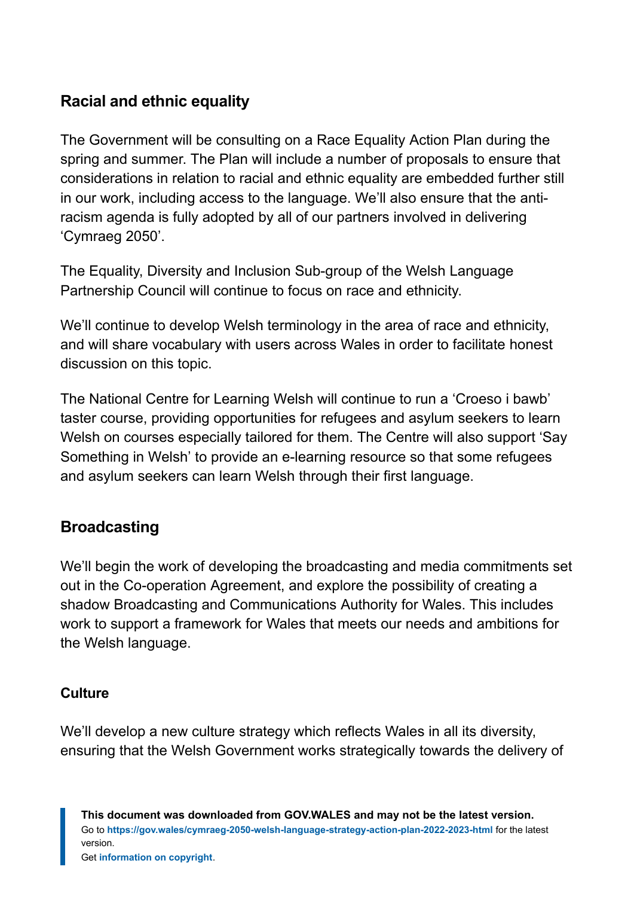## Racial and ethnic equality

The Government will be consulting on a Race Equality Action Plan during the spring and summer. The Plan will include a number of proposals to ensure that considerations in relation to racial and ethnic equality are embedded further still in our work, including access to the language. We'll also ensure that the anti-racism agenda is fully adopted by all of our partners involved in delivering 'Cymraeg 2050'.

The Equality, Diversity and Inclusion Sub-group of the Welsh Language Partnership Council will continue to focus on race and ethnicity.

We'll continue to develop Welsh terminology in the area of race and ethnicity, and will share vocabulary with users across Wales in order to facilitate honest discussion on this topic.

The National Centre for Learning Welsh will continue to run a 'Croeso i bawb' taster course, providing opportunities for refugees and asylum seekers to learn Welsh on courses especially tailored for them. The Centre will also support 'Say Something in Welsh' to provide an e-learning resource so that some refugees and asylum seekers can learn Welsh through their first language.

## Broadcasting

We'll begin the work of developing the broadcasting and media commitments set out in the Co-operation Agreement, and explore the possibility of creating a shadow Broadcasting and Communications Authority for Wales. This includes work to support a framework for Wales that meets our needs and ambitions for the Welsh language.

### Culture

We'll develop a new culture strategy which reflects Wales in all its diversity, ensuring that the Welsh Government works strategically towards the delivery of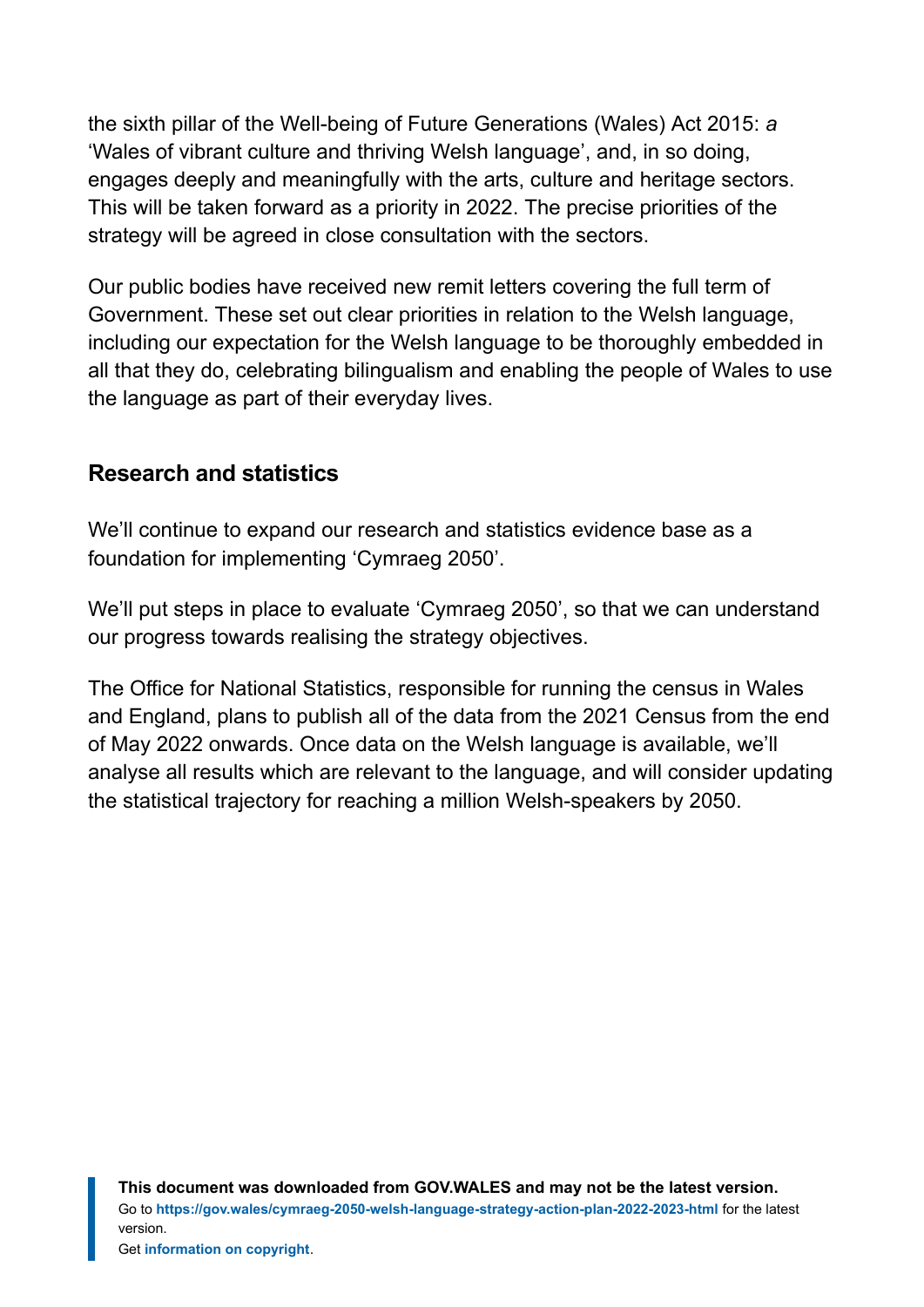the sixth pillar of the Well-being of Future Generations (Wales) Act 2015: *a* 'Wales of vibrant culture and thriving Welsh language', and, in so doing, engages deeply and meaningfully with the arts, culture and heritage sectors. This will be taken forward as a priority in 2022. The precise priorities of the strategy will be agreed in close consultation with the sectors.

Our public bodies have received new remit letters covering the full term of Government. These set out clear priorities in relation to the Welsh language, including our expectation for the Welsh language to be thoroughly embedded in all that they do, celebrating bilingualism and enabling the people of Wales to use the language as part of their everyday lives.

### Research and statistics

We'll continue to expand our research and statistics evidence base as a foundation for implementing 'Cymraeg 2050'.

We'll put steps in place to evaluate 'Cymraeg 2050', so that we can understand our progress towards realising the strategy objectives.

The Office for National Statistics, responsible for running the census in Wales and England, plans to publish all of the data from the 2021 Census from the end of May 2022 onwards. Once data on the Welsh language is available, we'll analyse all results which are relevant to the language, and will consider updating the statistical trajectory for reaching a million Welsh-speakers by 2050.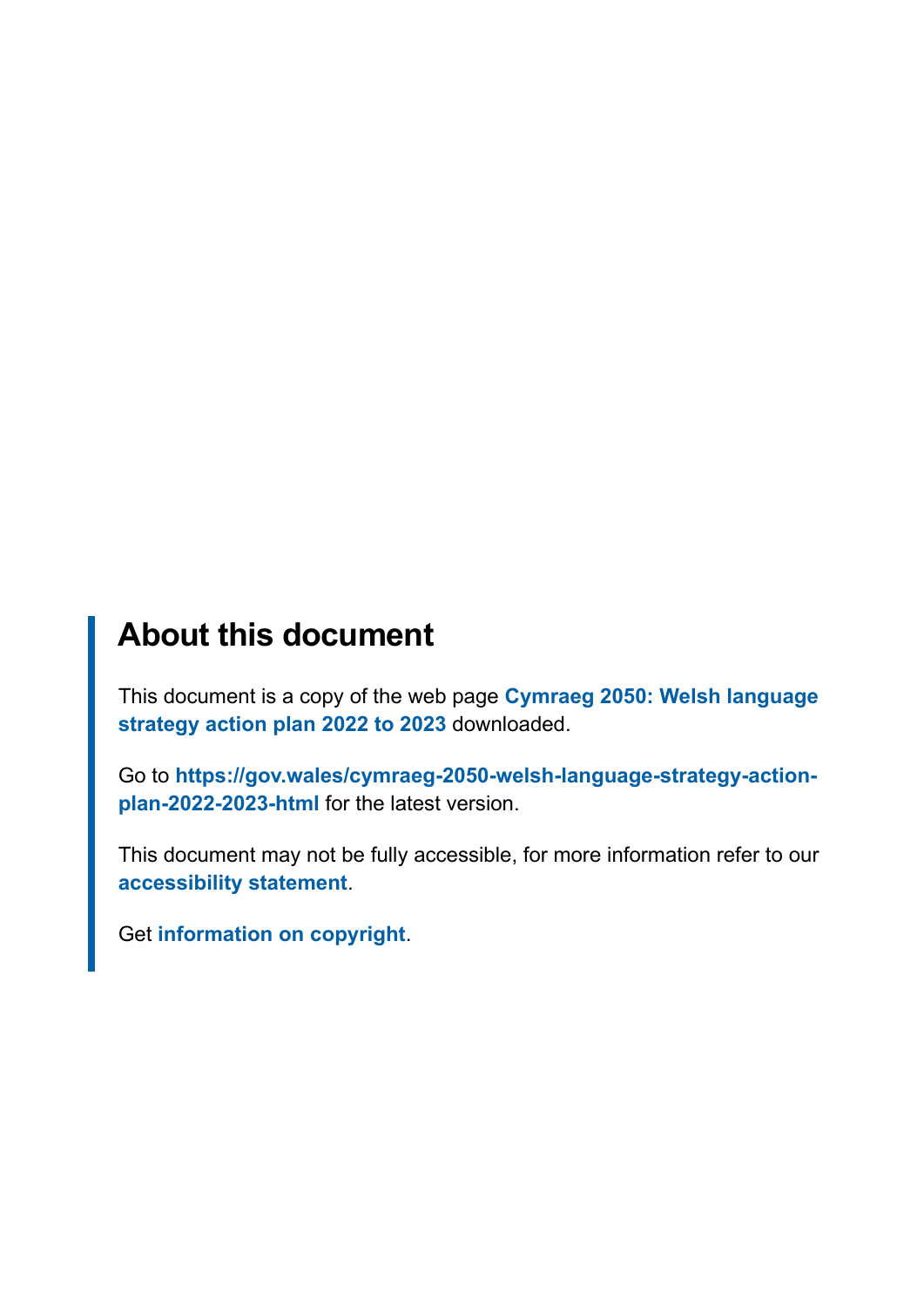## About this document

This document is a copy of the web page **Cymraeg 2050: Welsh language strategy action plan 2022 to 2023** downloaded.

Go to **https://gov.wales/cymraeg-2050-welsh-language-strategy-action-plan-2022-2023-html** for the latest version.

This document may not be fully accessible, for more information refer to our **accessibility statement**.

Get **information on copyright**.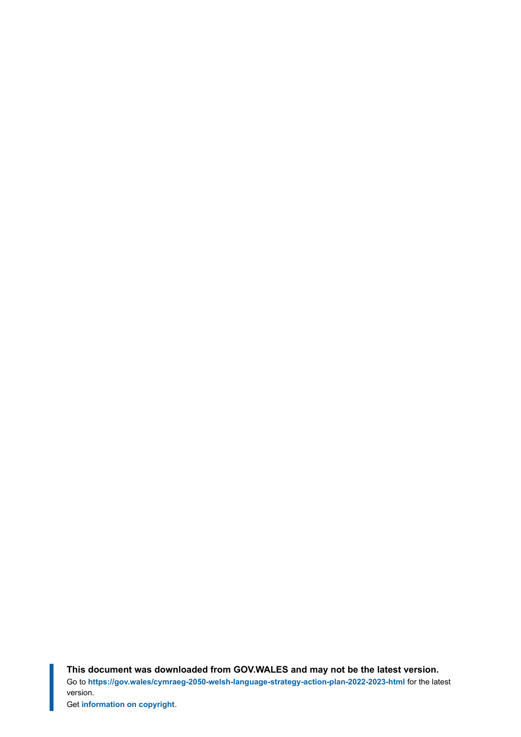**This document was downloaded from GOV.WALES and may not be the latest version.**

Go to **https://gov.wales/cymraeg-2050-welsh-language-strategy-action-plan-2022-2023-html** for the latest version.

Get **information on copyright**.